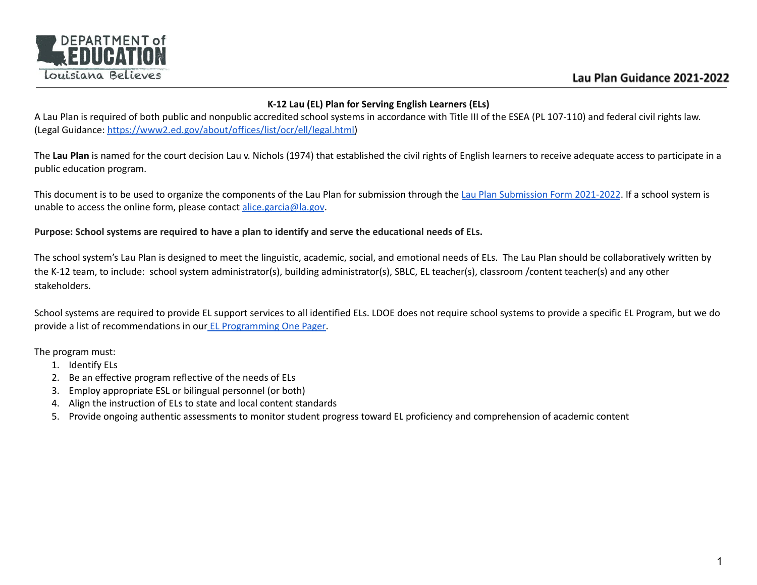# K-12 Lau (EL) Plan for Serving English Learners (ELs)

A Lau Plan is required of both public and nonpublic accredited school systems in accordance with Title III of the ESEA (PL 107-110) and federal civil rights law. (Legal Guidance: [https://www2.ed.gov/about/offices/list/ocr/ell/legal.html](https://www2.ed.gov/about/offices/list/ocr/ell/legal.html))

The **Lau Plan** is named for the court decision Lau v. Nichols (1974) that established the civil rights of English learners to receive adequate access to participate in a public education program.

This document is to be used to organize the components of the Lau Plan for submission through the Lau Plan Submission Form 2021-2022. If a school system is unable to access the online form, please contact alice.garcia@la.gov.

**Purpose: School systems are required to have a plan to identify and serve the educational needs of ELs.**

The school system's Lau Plan is designed to meet the linguistic, academic, social, and emotional needs of ELs. The Lau Plan should be collaboratively written by the K-12 team, to include: school system administrator(s), building administrator(s), SBLC, EL teacher(s), classroom /content teacher(s) and any other stakeholders.

School systems are required to provide EL support services to all identified ELs. LDOE does not require school systems to provide a specific EL Program, but we do provide a list of recommendations in our EL Programming One Pager.

The program must:

1. Identify ELs
2. Be an effective program reflective of the needs of ELs
3. Employ appropriate ESL or bilingual personnel (or both)
4. Align the instruction of ELs to state and local content standards
5. Provide ongoing authentic assessments to monitor student progress toward EL proficiency and comprehension of academic content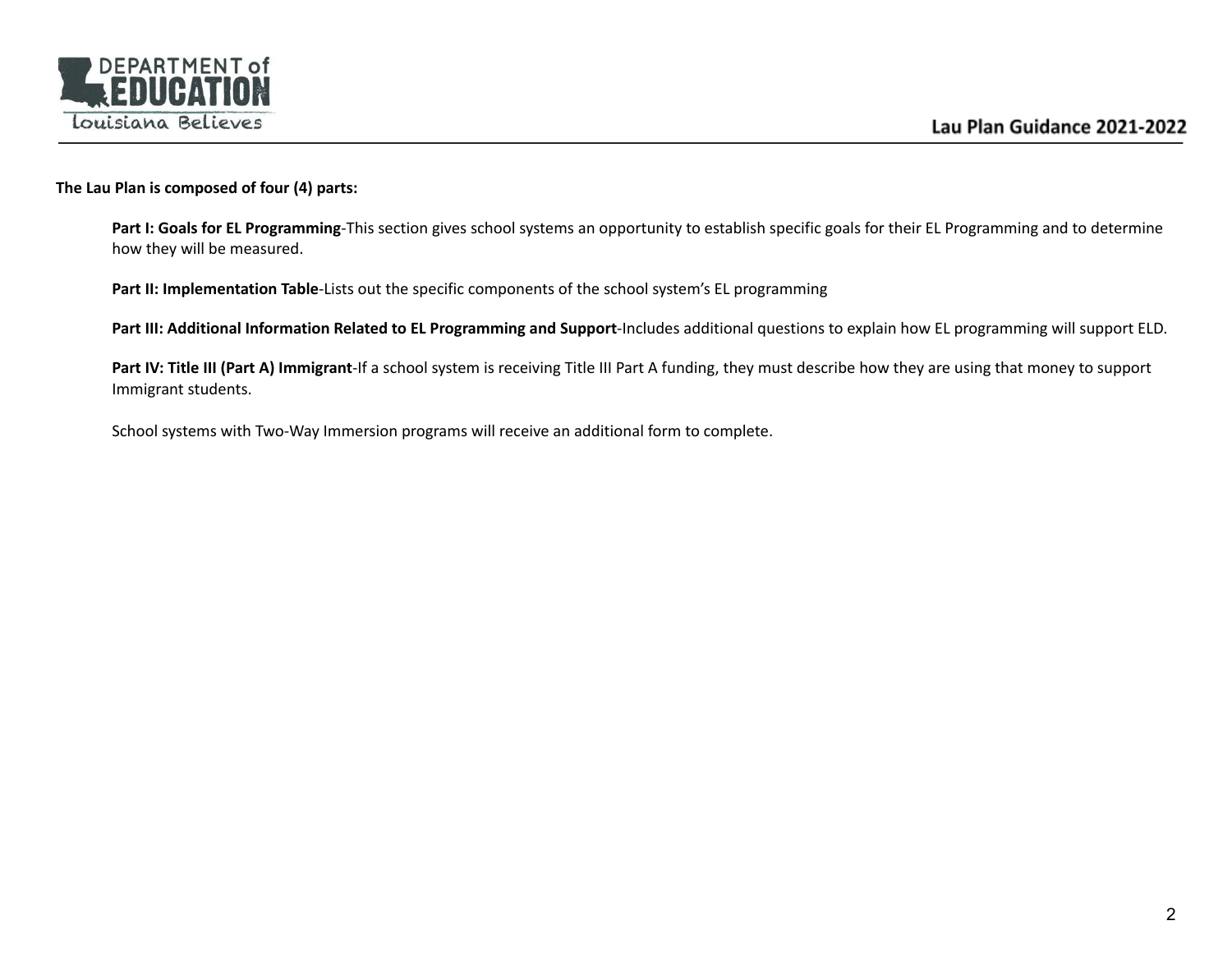**The Lau Plan is composed of four (4) parts:**

**Part I: Goals for EL Programming**-This section gives school systems an opportunity to establish specific goals for their EL Programming and to determine how they will be measured.

**Part II: Implementation Table**-Lists out the specific components of the school system's EL programming

**Part III: Additional Information Related to EL Programming and Support**-Includes additional questions to explain how EL programming will support ELD.

**Part IV: Title III (Part A) Immigrant**-If a school system is receiving Title III Part A funding, they must describe how they are using that money to support Immigrant students.

School systems with Two-Way Immersion programs will receive an additional form to complete.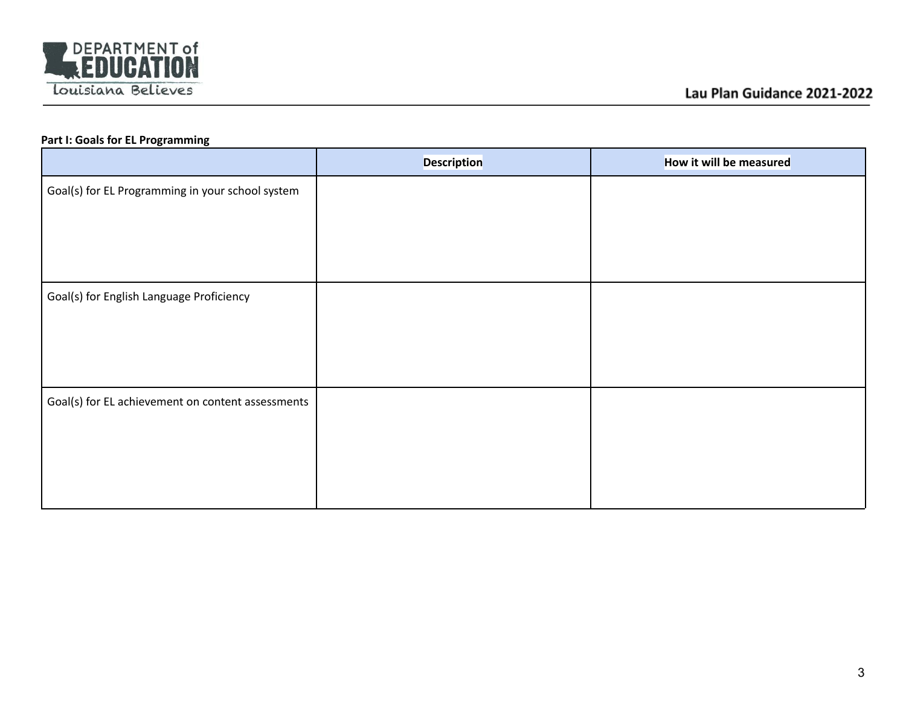**Part I: Goals for EL Programming**

| | Description | How it will be measured |
|---|---|---|
| Goal(s) for EL Programming in your school system | | |
| Goal(s) for English Language Proficiency | | |
| Goal(s) for EL achievement on content assessments | | |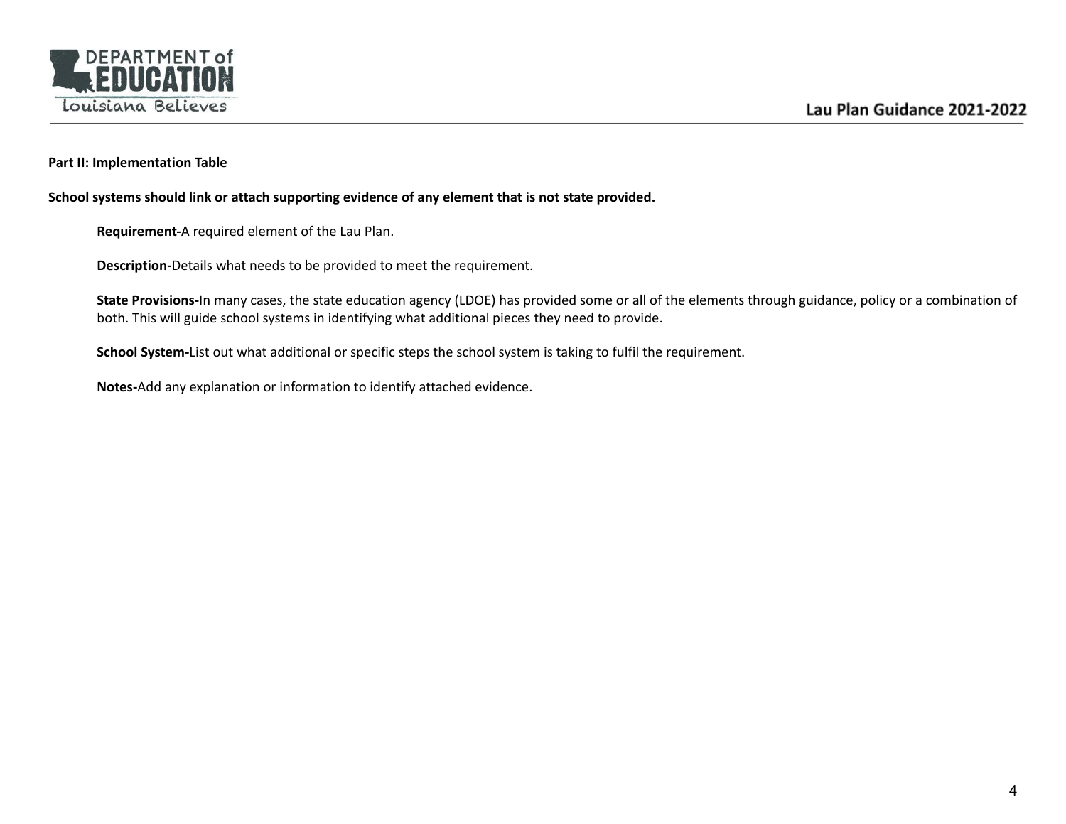**Part II: Implementation Table**

**School systems should link or attach supporting evidence of any element that is not state provided.**

**Requirement-**A required element of the Lau Plan.

**Description-**Details what needs to be provided to meet the requirement.

**State Provisions-**In many cases, the state education agency (LDOE) has provided some or all of the elements through guidance, policy or a combination of both. This will guide school systems in identifying what additional pieces they need to provide.

**School System-**List out what additional or specific steps the school system is taking to fulfil the requirement.

**Notes-**Add any explanation or information to identify attached evidence.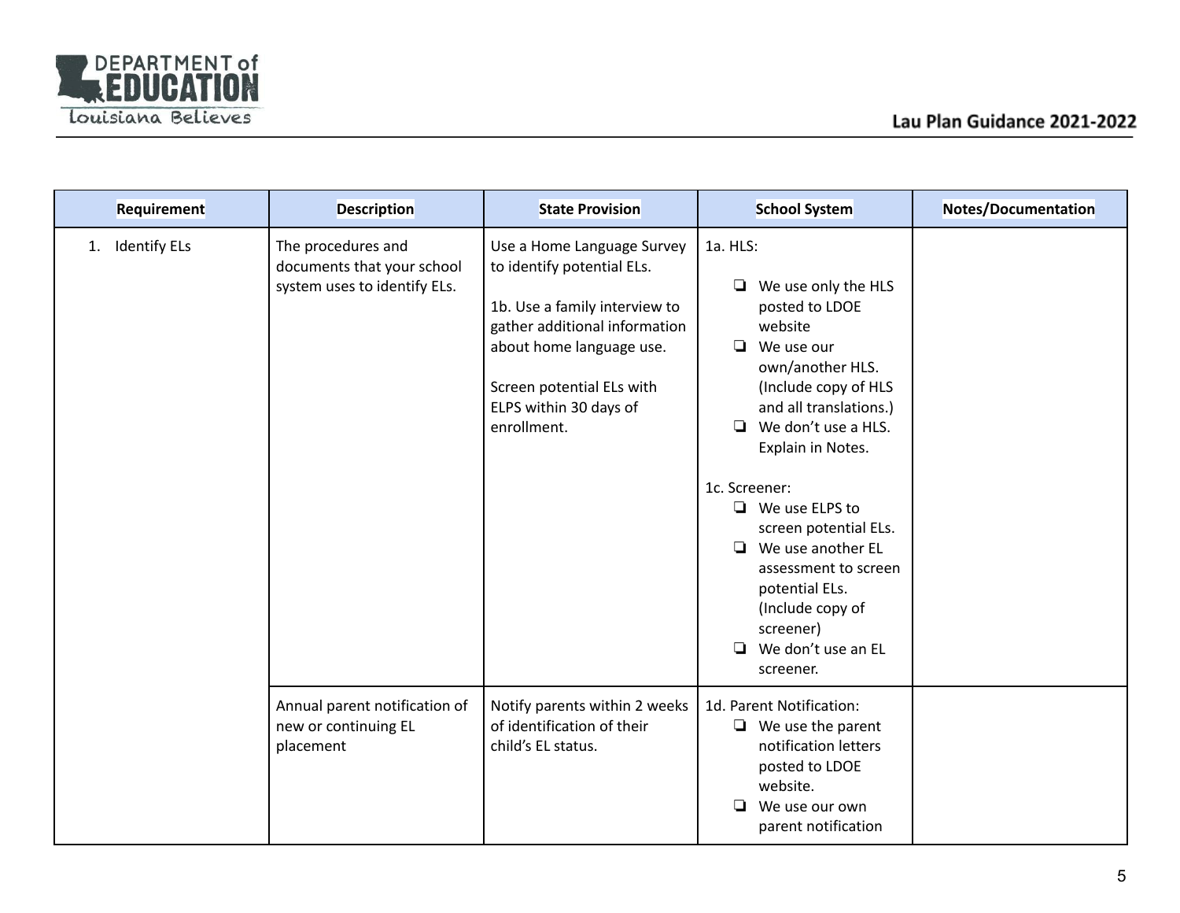| Requirement | Description | State Provision | School System | Notes/Documentation |
|---|---|---|---|---|
| 1. Identify ELs | The procedures and documents that your school system uses to identify ELs. | Use a Home Language Survey to identify potential ELs.<br><br>1b. Use a family interview to gather additional information about home language use.<br><br>Screen potential ELs with ELPS within 30 days of enrollment. | 1a. HLS:<br>❏ We use only the HLS posted to LDOE website<br>❏ We use our own/another HLS. (Include copy of HLS and all translations.)<br>❏ We don't use a HLS. Explain in Notes.<br><br>1c. Screener:<br>❏ We use ELPS to screen potential ELs.<br>❏ We use another EL assessment to screen potential ELs. (Include copy of screener)<br>❏ We don't use an EL screener. | |
| | Annual parent notification of new or continuing EL placement | Notify parents within 2 weeks of identification of their child's EL status. | 1d. Parent Notification:<br>❏ We use the parent notification letters posted to LDOE website.<br>❏ We use our own parent notification | |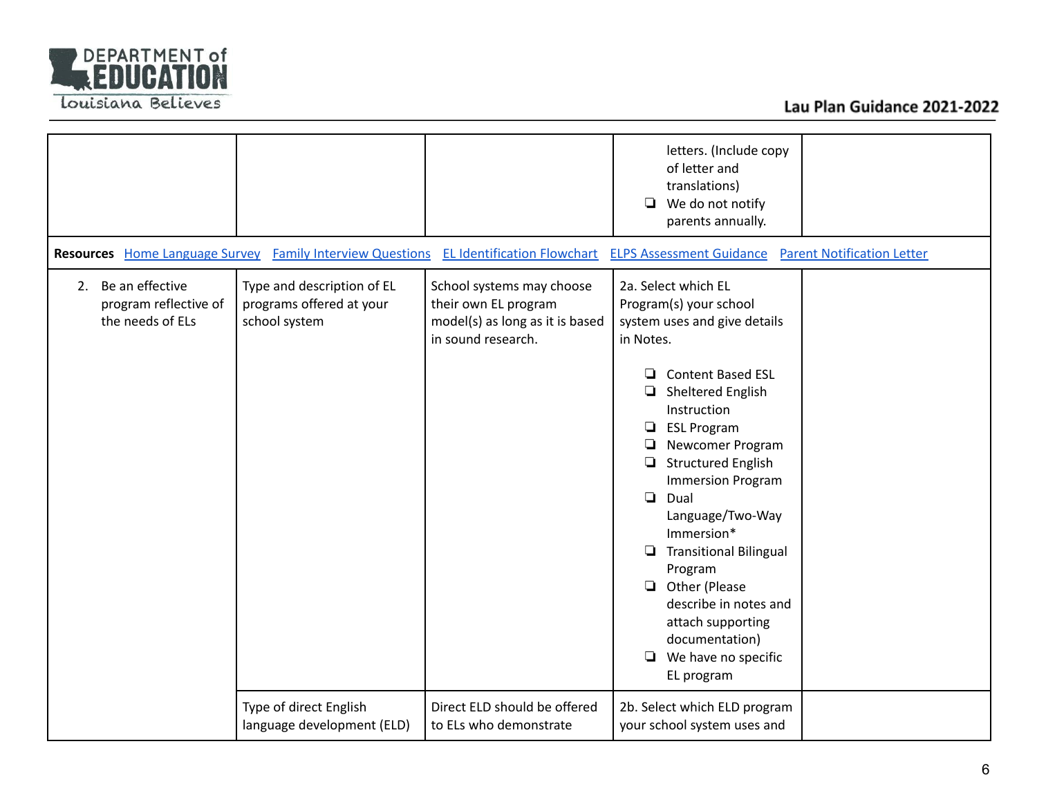| | | | | |
|---|---|---|---|---|
| | | | letters. (Include copy of letter and translations)<br>❏ We do not notify parents annually. | |
| **Resources** [Home Language Survey] [Family Interview Questions] [EL Identification Flowchart] [ELPS Assessment Guidance] [Parent Notification Letter] | | | | |
| 2. Be an effective program reflective of the needs of ELs | Type and description of EL programs offered at your school system | School systems may choose their own EL program model(s) as long as it is based in sound research. | 2a. Select which EL Program(s) your school system uses and give details in Notes.<br><br>❏ Content Based ESL<br>❏ Sheltered English Instruction<br>❏ ESL Program<br>❏ Newcomer Program<br>❏ Structured English Immersion Program<br>❏ Dual Language/Two-Way Immersion*<br>❏ Transitional Bilingual Program<br>❏ Other (Please describe in notes and attach supporting documentation)<br>❏ We have no specific EL program | |
| | Type of direct English language development (ELD) | Direct ELD should be offered to ELs who demonstrate | 2b. Select which ELD program your school system uses and | |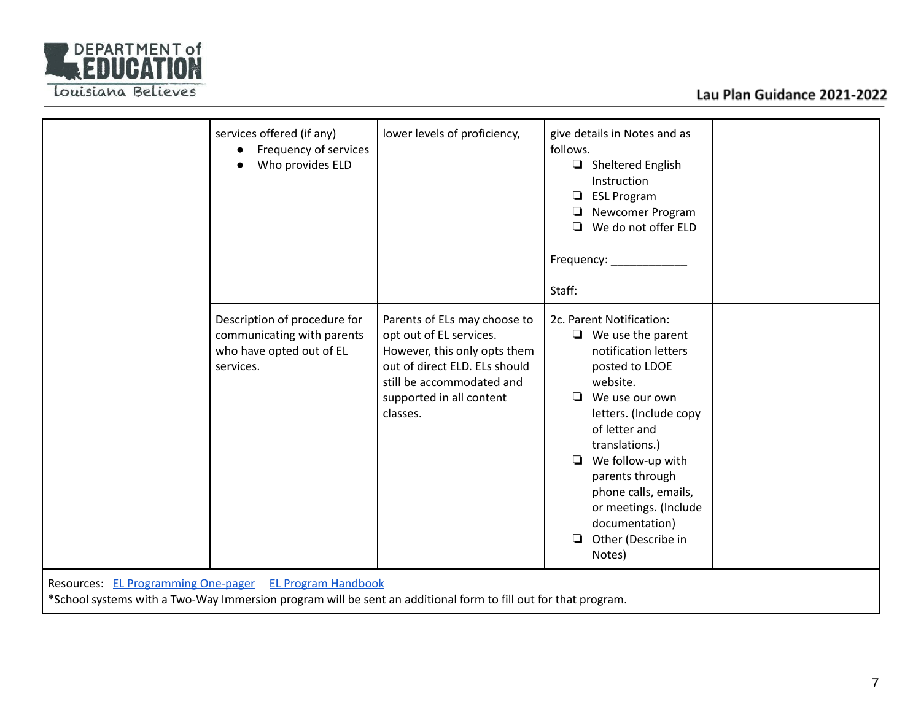| | | | | |
|---|---|---|---|---|
| | services offered (if any)<br>● Frequency of services<br>● Who provides ELD | lower levels of proficiency, | give details in Notes and as follows.<br>❏ Sheltered English Instruction<br>❏ ESL Program<br>❏ Newcomer Program<br>❏ We do not offer ELD<br><br>Frequency: ____________<br><br>Staff: | |
| | Description of procedure for communicating with parents who have opted out of EL services. | Parents of ELs may choose to opt out of EL services. However, this only opts them out of direct ELD. ELs should still be accommodated and supported in all content classes. | 2c. Parent Notification:<br>❏ We use the parent notification letters posted to LDOE website.<br>❏ We use our own letters. (Include copy of letter and translations.)<br>❏ We follow-up with parents through phone calls, emails, or meetings. (Include documentation)<br>❏ Other (Describe in Notes) | |

Resources: EL Programming One-pager EL Program Handbook
*School systems with a Two-Way Immersion program will be sent an additional form to fill out for that program.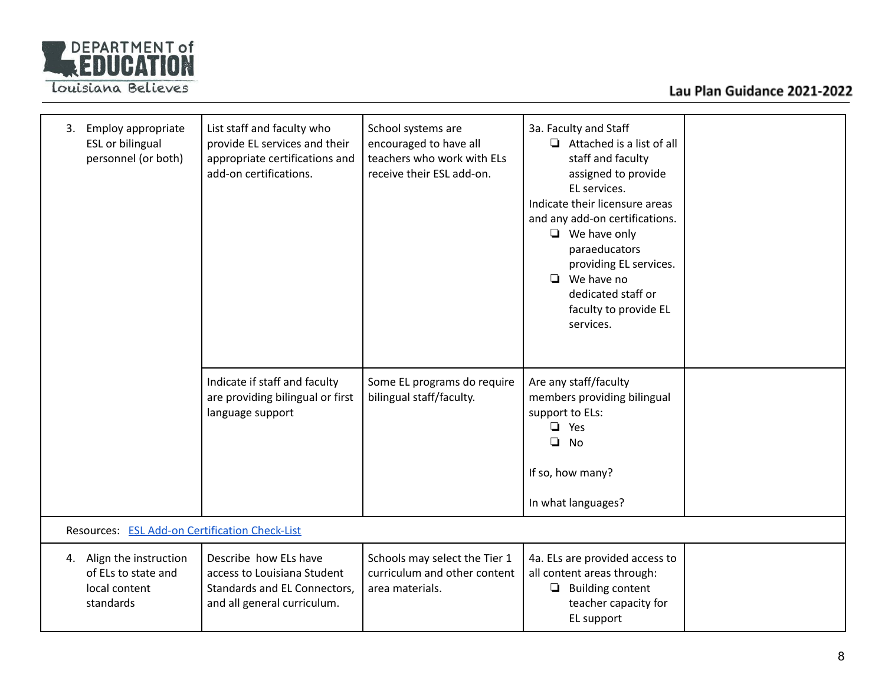| | | | | |
|---|---|---|---|---|
| 3. Employ appropriate ESL or bilingual personnel (or both) | List staff and faculty who provide EL services and their appropriate certifications and add-on certifications. | School systems are encouraged to have all teachers who work with ELs receive their ESL add-on. | 3a. Faculty and Staff<br>❏ Attached is a list of all staff and faculty assigned to provide EL services.<br>Indicate their licensure areas and any add-on certifications.<br>❏ We have only paraeducators providing EL services.<br>❏ We have no dedicated staff or faculty to provide EL services. | |
| | Indicate if staff and faculty are providing bilingual or first language support | Some EL programs do require bilingual staff/faculty. | Are any staff/faculty members providing bilingual support to ELs:<br>❏ Yes<br>❏ No<br><br>If so, how many?<br><br>In what languages? | |
| Resources: ESL Add-on Certification Check-List | | | | |
| 4. Align the instruction of ELs to state and local content standards | Describe how ELs have access to Louisiana Student Standards and EL Connectors, and all general curriculum. | Schools may select the Tier 1 curriculum and other content area materials. | 4a. ELs are provided access to all content areas through:<br>❏ Building content teacher capacity for EL support | |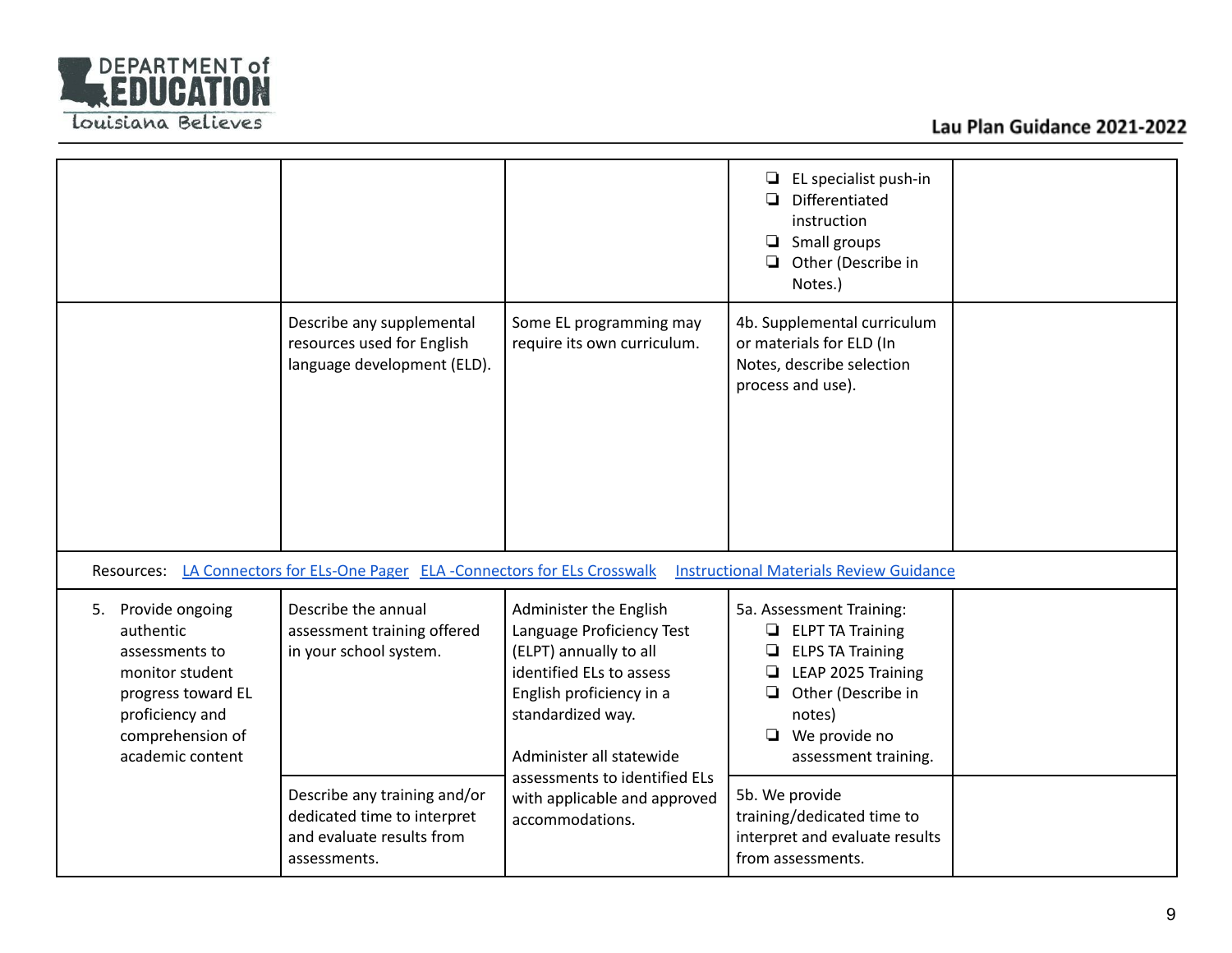| | | | | |
|---|---|---|---|---|
| | | | ❏ EL specialist push-in<br>❏ Differentiated instruction<br>❏ Small groups<br>❏ Other (Describe in Notes.) | |
| | Describe any supplemental resources used for English language development (ELD). | Some EL programming may require its own curriculum. | 4b. Supplemental curriculum or materials for ELD (In Notes, describe selection process and use). | |
| Resources: [LA Connectors for ELs-One Pager]() [ELA -Connectors for ELs Crosswalk]() [Instructional Materials Review Guidance]() | | | | |
| 5. Provide ongoing authentic assessments to monitor student progress toward EL proficiency and comprehension of academic content | Describe the annual assessment training offered in your school system. | Administer the English Language Proficiency Test (ELPT) annually to all identified ELs to assess English proficiency in a standardized way.<br><br>Administer all statewide assessments to identified ELs with applicable and approved accommodations. | 5a. Assessment Training:<br>❏ ELPT TA Training<br>❏ ELPS TA Training<br>❏ LEAP 2025 Training<br>❏ Other (Describe in notes)<br>❏ We provide no assessment training. | |
| | Describe any training and/or dedicated time to interpret and evaluate results from assessments. | | 5b. We provide training/dedicated time to interpret and evaluate results from assessments. | |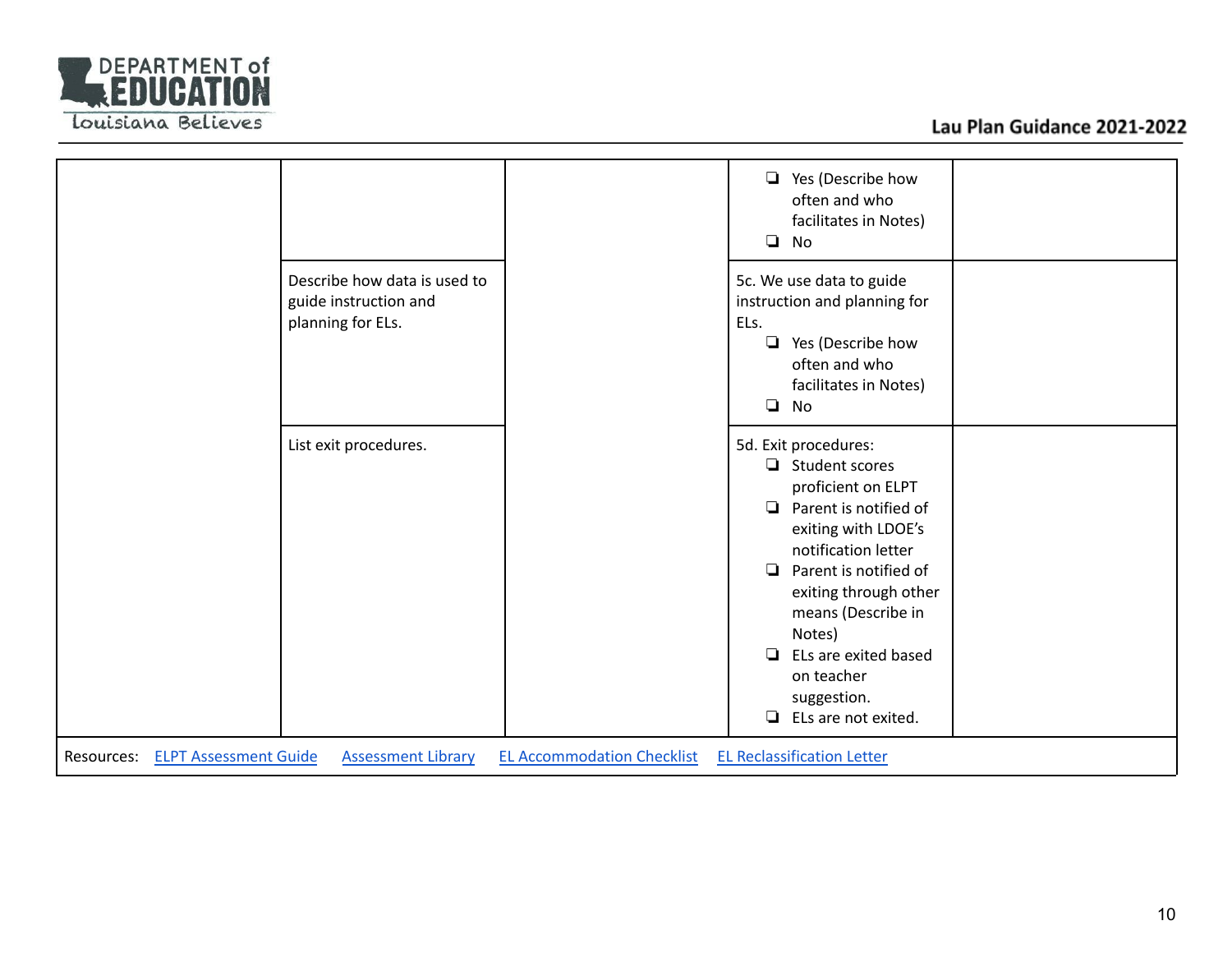| | | | | |
|---|---|---|---|---|
| | | | ❏ Yes (Describe how often and who facilitates in Notes)<br>❏ No | |
| | Describe how data is used to guide instruction and planning for ELs. | | 5c. We use data to guide instruction and planning for ELs.<br>❏ Yes (Describe how often and who facilitates in Notes)<br>❏ No | |
| | List exit procedures. | | 5d. Exit procedures:<br>❏ Student scores proficient on ELPT<br>❏ Parent is notified of exiting with LDOE's notification letter<br>❏ Parent is notified of exiting through other means (Describe in Notes)<br>❏ ELs are exited based on teacher suggestion.<br>❏ ELs are not exited. | |
| Resources: ELPT Assessment Guide     Assessment Library     EL Accommodation Checklist     EL Reclassification Letter | | | | |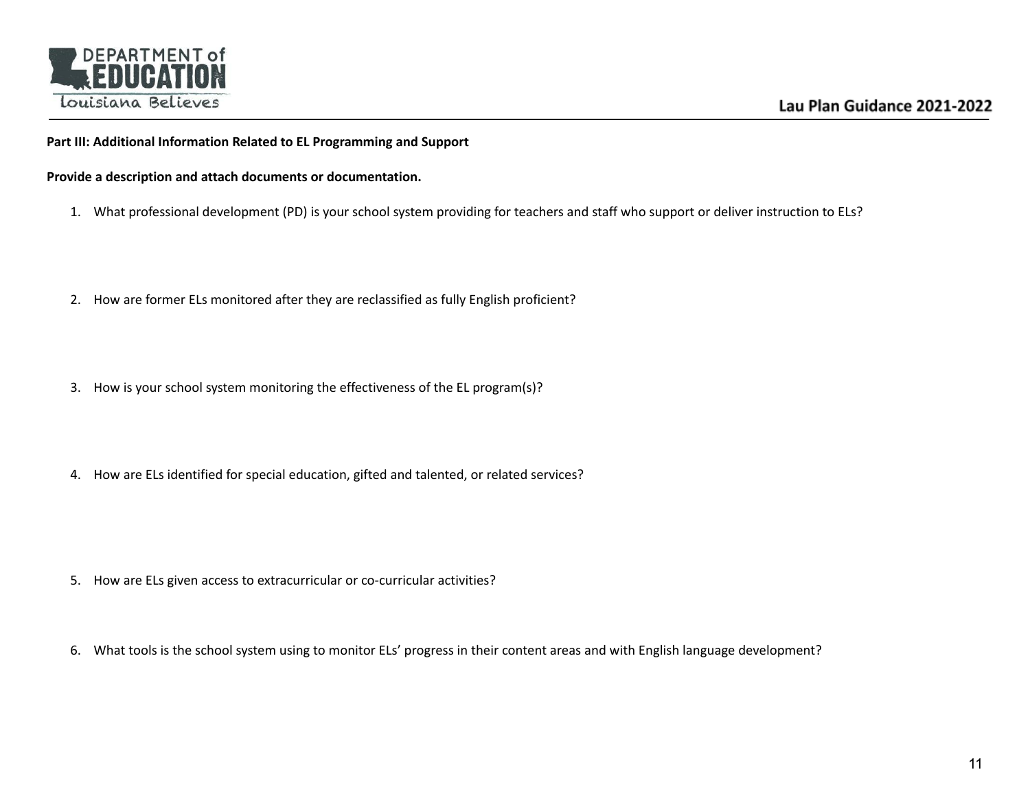**Part III: Additional Information Related to EL Programming and Support**

**Provide a description and attach documents or documentation.**

1. What professional development (PD) is your school system providing for teachers and staff who support or deliver instruction to ELs?

2. How are former ELs monitored after they are reclassified as fully English proficient?

3. How is your school system monitoring the effectiveness of the EL program(s)?

4. How are ELs identified for special education, gifted and talented, or related services?

5. How are ELs given access to extracurricular or co-curricular activities?

6. What tools is the school system using to monitor ELs' progress in their content areas and with English language development?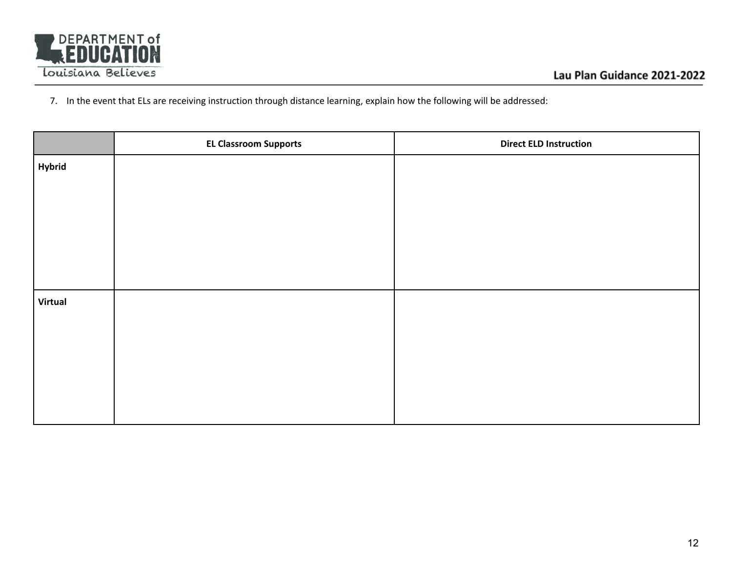7. In the event that ELs are receiving instruction through distance learning, explain how the following will be addressed:

| | EL Classroom Supports | Direct ELD Instruction |
|---|---|---|
| **Hybrid** | | |
| **Virtual** | | |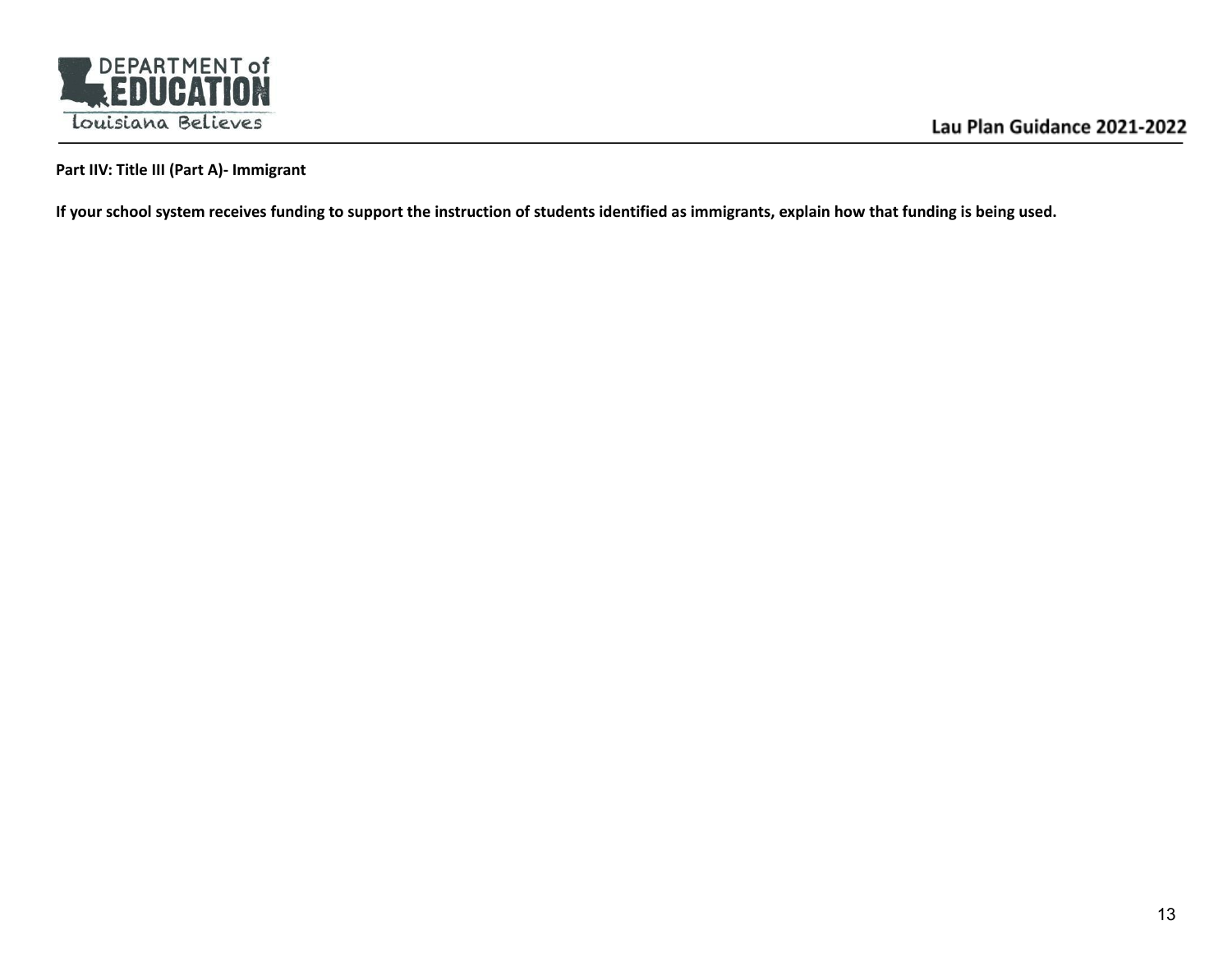**Part IIV: Title III (Part A)- Immigrant**

**If your school system receives funding to support the instruction of students identified as immigrants, explain how that funding is being used.**